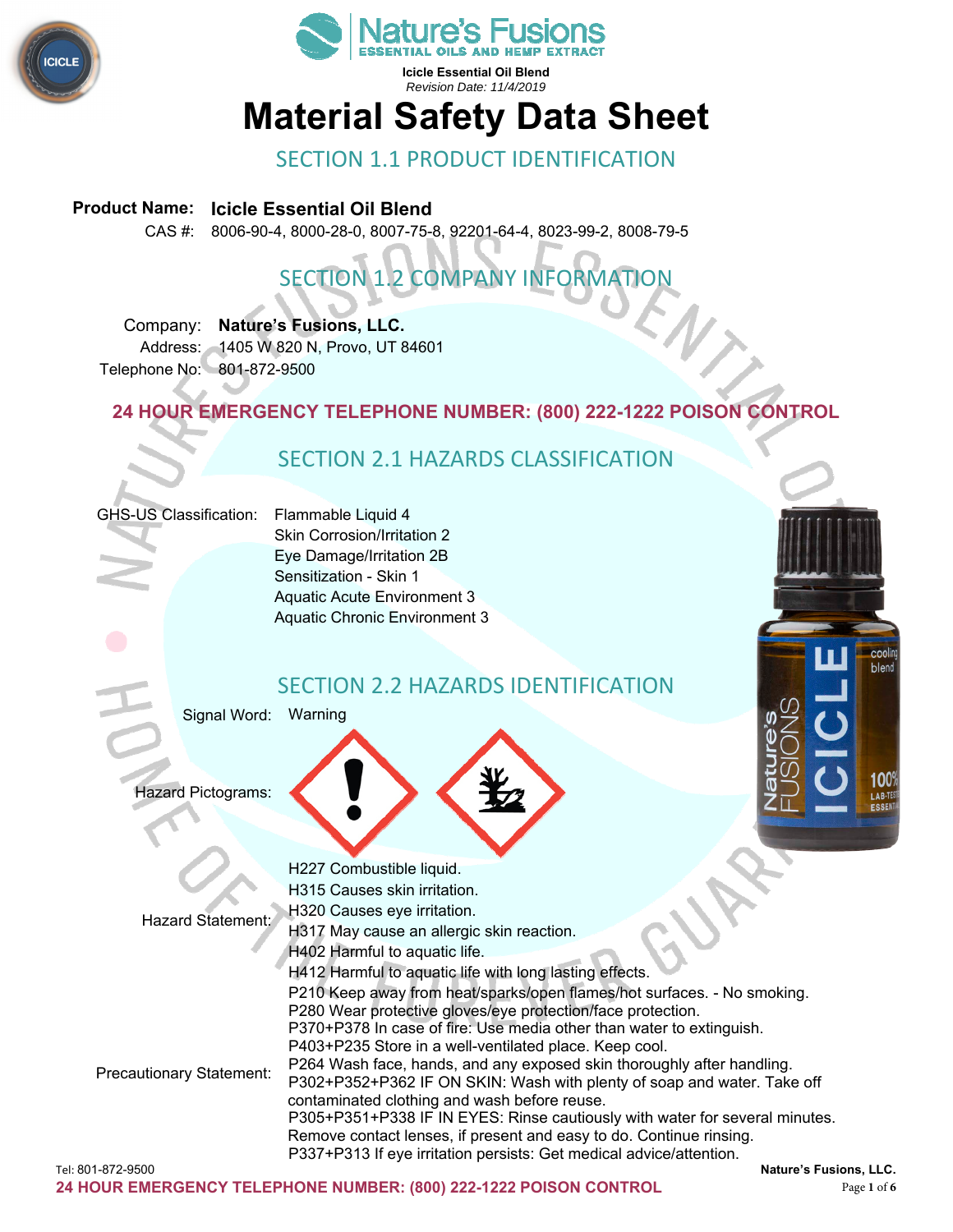Nature's Fusions
ESSENTIAL OILS AND HEMP EXTRACT

**Icicle Essential Oil Blend**
*Revision Date: 11/4/2019*

# Material Safety Data Sheet

## SECTION 1.1 PRODUCT IDENTIFICATION

**Product Name:** **Icicle Essential Oil Blend**
CAS #: 8006-90-4, 8000-28-0, 8007-75-8, 92201-64-4, 8023-99-2, 8008-79-5

## SECTION 1.2 COMPANY INFORMATION

Company: **Nature's Fusions, LLC.**
Address: 1405 W 820 N, Provo, UT 84601
Telephone No: 801-872-9500

**24 HOUR EMERGENCY TELEPHONE NUMBER: (800) 222-1222 POISON CONTROL**

## SECTION 2.1 HAZARDS CLASSIFICATION

GHS-US Classification:
- Flammable Liquid 4
- Skin Corrosion/Irritation 2
- Eye Damage/Irritation 2B
- Sensitization - Skin 1
- Aquatic Acute Environment 3
- Aquatic Chronic Environment 3

## SECTION 2.2 HAZARDS IDENTIFICATION

Signal Word: Warning

Hazard Pictograms:

Hazard Statement:
- H227 Combustible liquid.
- H315 Causes skin irritation.
- H320 Causes eye irritation.
- H317 May cause an allergic skin reaction.
- H402 Harmful to aquatic life.
- H412 Harmful to aquatic life with long lasting effects.

Precautionary Statement:
- P210 Keep away from heat/sparks/open flames/hot surfaces. - No smoking.
- P280 Wear protective gloves/eye protection/face protection.
- P370+P378 In case of fire: Use media other than water to extinguish.
- P403+P235 Store in a well-ventilated place. Keep cool.
- P264 Wash face, hands, and any exposed skin thoroughly after handling.
- P302+P352+P362 IF ON SKIN: Wash with plenty of soap and water. Take off contaminated clothing and wash before reuse.
- P305+P351+P338 IF IN EYES: Rinse cautiously with water for several minutes. Remove contact lenses, if present and easy to do. Continue rinsing.
- P337+P313 If eye irritation persists: Get medical advice/attention.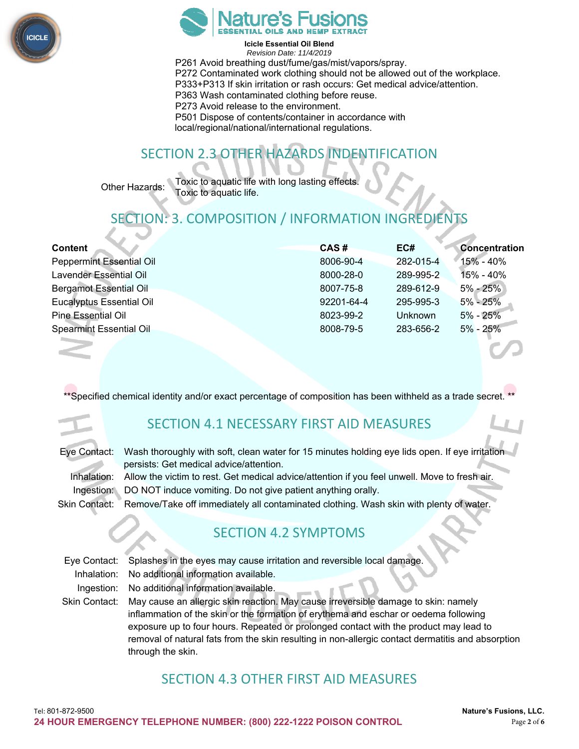P261 Avoid breathing dust/fume/gas/mist/vapors/spray.
P272 Contaminated work clothing should not be allowed out of the workplace.
P333+P313 If skin irritation or rash occurs: Get medical advice/attention.
P363 Wash contaminated clothing before reuse.
P273 Avoid release to the environment.
P501 Dispose of contents/container in accordance with local/regional/national/international regulations.

## SECTION 2.3 OTHER HAZARDS INDENTIFICATION

Other Hazards: Toxic to aquatic life with long lasting effects.
Toxic to aquatic life.

## SECTION: 3. COMPOSITION / INFORMATION INGREDIENTS

| Content | CAS # | EC# | Concentration |
|---|---|---|---|
| Peppermint Essential Oil | 8006-90-4 | 282-015-4 | 15% - 40% |
| Lavender Essential Oil | 8000-28-0 | 289-995-2 | 15% - 40% |
| Bergamot Essential Oil | 8007-75-8 | 289-612-9 | 5% - 25% |
| Eucalyptus Essential Oil | 92201-64-4 | 295-995-3 | 5% - 25% |
| Pine Essential Oil | 8023-99-2 | Unknown | 5% - 25% |
| Spearmint Essential Oil | 8008-79-5 | 283-656-2 | 5% - 25% |

**Specified chemical identity and/or exact percentage of composition has been withheld as a trade secret. **

## SECTION 4.1 NECESSARY FIRST AID MEASURES

Eye Contact: Wash thoroughly with soft, clean water for 15 minutes holding eye lids open. If eye irritation persists: Get medical advice/attention.
Inhalation: Allow the victim to rest. Get medical advice/attention if you feel unwell. Move to fresh air.
Ingestion: DO NOT induce vomiting. Do not give patient anything orally.
Skin Contact: Remove/Take off immediately all contaminated clothing. Wash skin with plenty of water.

## SECTION 4.2 SYMPTOMS

Eye Contact: Splashes in the eyes may cause irritation and reversible local damage.
Inhalation: No additional information available.
Ingestion: No additional information available.
Skin Contact: May cause an allergic skin reaction. May cause irreversible damage to skin: namely inflammation of the skin or the formation of erythema and eschar or oedema following exposure up to four hours. Repeated or prolonged contact with the product may lead to removal of natural fats from the skin resulting in non-allergic contact dermatitis and absorption through the skin.

## SECTION 4.3 OTHER FIRST AID MEASURES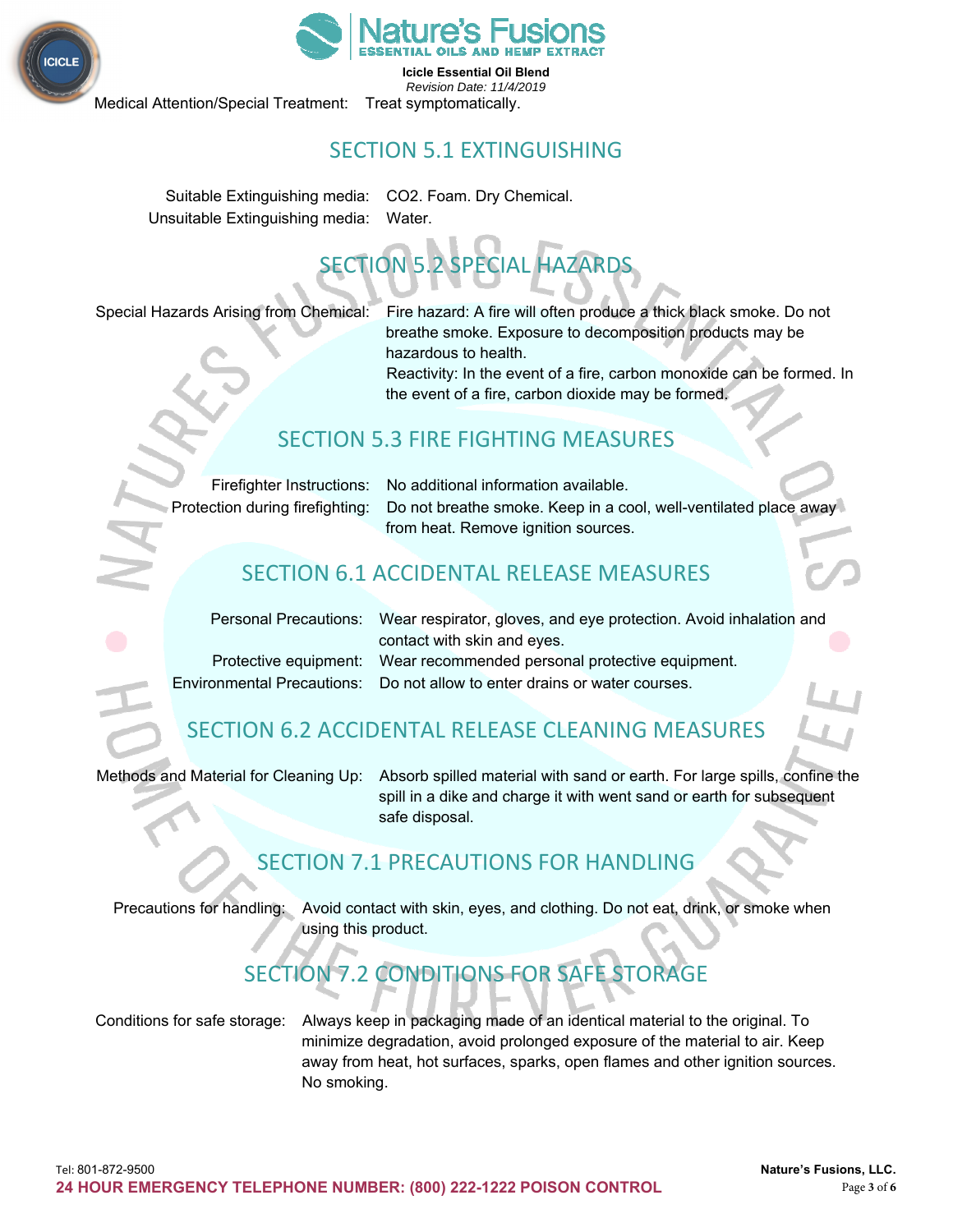Medical Attention/Special Treatment: Treat symptomatically.

## SECTION 5.1 EXTINGUISHING

Suitable Extinguishing media: $CO_2$. Foam. Dry Chemical.
Unsuitable Extinguishing media: Water.

## SECTION 5.2 SPECIAL HAZARDS

Special Hazards Arising from Chemical: Fire hazard: A fire will often produce a thick black smoke. Do not breathe smoke. Exposure to decomposition products may be hazardous to health.
Reactivity: In the event of a fire, carbon monoxide can be formed. In the event of a fire, carbon dioxide may be formed.

## SECTION 5.3 FIRE FIGHTING MEASURES

Firefighter Instructions: No additional information available.
Protection during firefighting: Do not breathe smoke. Keep in a cool, well-ventilated place away from heat. Remove ignition sources.

## SECTION 6.1 ACCIDENTAL RELEASE MEASURES

Personal Precautions: Wear respirator, gloves, and eye protection. Avoid inhalation and contact with skin and eyes.
Protective equipment: Wear recommended personal protective equipment.
Environmental Precautions: Do not allow to enter drains or water courses.

## SECTION 6.2 ACCIDENTAL RELEASE CLEANING MEASURES

Methods and Material for Cleaning Up: Absorb spilled material with sand or earth. For large spills, confine the spill in a dike and charge it with went sand or earth for subsequent safe disposal.

## SECTION 7.1 PRECAUTIONS FOR HANDLING

Precautions for handling: Avoid contact with skin, eyes, and clothing. Do not eat, drink, or smoke when using this product.

## SECTION 7.2 CONDITIONS FOR SAFE STORAGE

Conditions for safe storage: Always keep in packaging made of an identical material to the original. To minimize degradation, avoid prolonged exposure of the material to air. Keep away from heat, hot surfaces, sparks, open flames and other ignition sources. No smoking.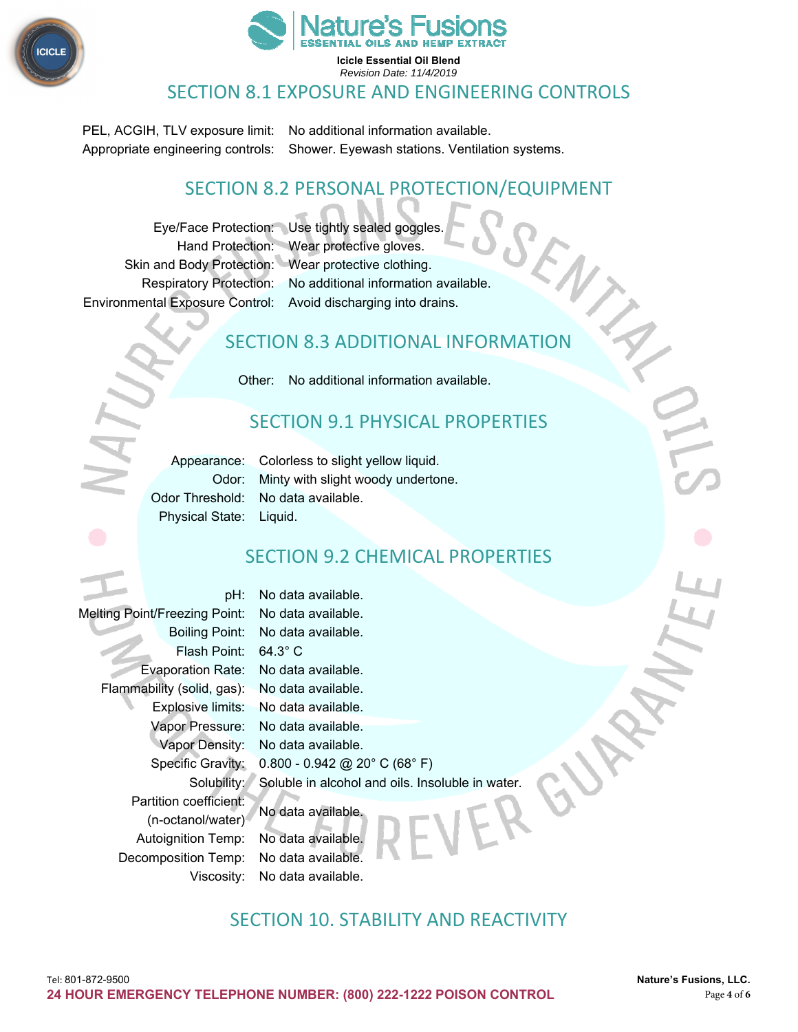## SECTION 8.1 EXPOSURE AND ENGINEERING CONTROLS

| | |
|---|---|
| PEL, ACGIH, TLV exposure limit: | No additional information available. |
| Appropriate engineering controls: | Shower. Eyewash stations. Ventilation systems. |

## SECTION 8.2 PERSONAL PROTECTION/EQUIPMENT

| | |
|---|---|
| Eye/Face Protection: | Use tightly sealed goggles. |
| Hand Protection: | Wear protective gloves. |
| Skin and Body Protection: | Wear protective clothing. |
| Respiratory Protection: | No additional information available. |
| Environmental Exposure Control: | Avoid discharging into drains. |

## SECTION 8.3 ADDITIONAL INFORMATION

| | |
|---|---|
| Other: | No additional information available. |

## SECTION 9.1 PHYSICAL PROPERTIES

| | |
|---|---|
| Appearance: | Colorless to slight yellow liquid. |
| Odor: | Minty with slight woody undertone. |
| Odor Threshold: | No data available. |
| Physical State: | Liquid. |

## SECTION 9.2 CHEMICAL PROPERTIES

| | |
|---|---|
| pH: | No data available. |
| Melting Point/Freezing Point: | No data available. |
| Boiling Point: | No data available. |
| Flash Point: | 64.3° C |
| Evaporation Rate: | No data available. |
| Flammability (solid, gas): | No data available. |
| Explosive limits: | No data available. |
| Vapor Pressure: | No data available. |
| Vapor Density: | No data available. |
| Specific Gravity: | 0.800 - 0.942 @ 20° C (68° F) |
| Solubility: | Soluble in alcohol and oils. Insoluble in water. |
| Partition coefficient: (n-octanol/water) | No data available. |
| Autoignition Temp: | No data available. |
| Decomposition Temp: | No data available. |
| Viscosity: | No data available. |

## SECTION 10. STABILITY AND REACTIVITY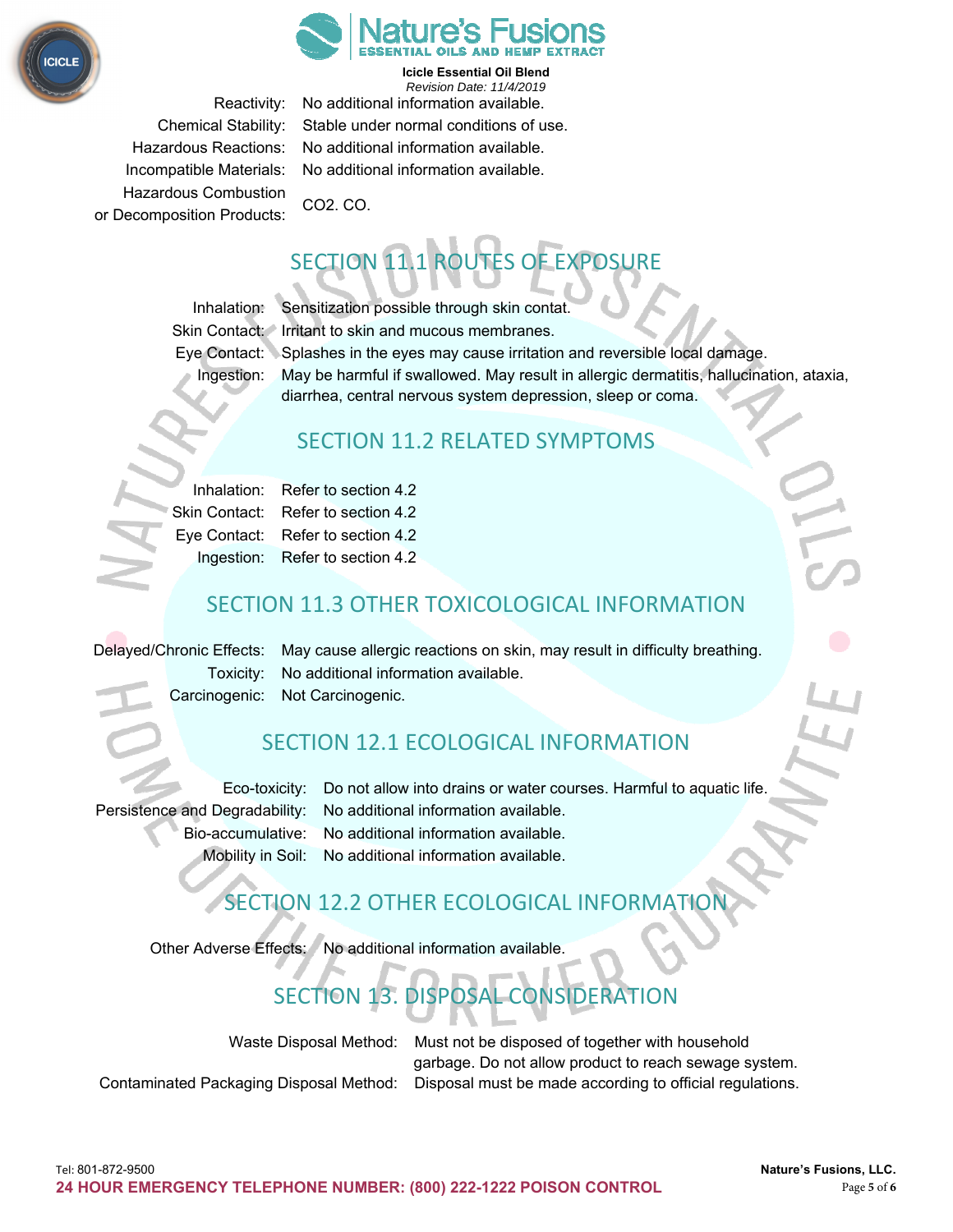Reactivity: No additional information available.

Chemical Stability: Stable under normal conditions of use.

Hazardous Reactions: No additional information available.

Incompatible Materials: No additional information available.

Hazardous Combustion or Decomposition Products: $CO_2$. CO.

## SECTION 11.1 ROUTES OF EXPOSURE

Inhalation: Sensitization possible through skin contat.

Skin Contact: Irritant to skin and mucous membranes.

Eye Contact: Splashes in the eyes may cause irritation and reversible local damage.

Ingestion: May be harmful if swallowed. May result in allergic dermatitis, hallucination, ataxia, diarrhea, central nervous system depression, sleep or coma.

## SECTION 11.2 RELATED SYMPTOMS

Inhalation: Refer to section 4.2

Skin Contact: Refer to section 4.2

Eye Contact: Refer to section 4.2

Ingestion: Refer to section 4.2

## SECTION 11.3 OTHER TOXICOLOGICAL INFORMATION

Delayed/Chronic Effects: May cause allergic reactions on skin, may result in difficulty breathing.

Toxicity: No additional information available.

Carcinogenic: Not Carcinogenic.

## SECTION 12.1 ECOLOGICAL INFORMATION

Eco-toxicity: Do not allow into drains or water courses. Harmful to aquatic life.

Persistence and Degradability: No additional information available.

Bio-accumulative: No additional information available.

Mobility in Soil: No additional information available.

## SECTION 12.2 OTHER ECOLOGICAL INFORMATION

Other Adverse Effects: No additional information available.

## SECTION 13. DISPOSAL CONSIDERATION

Waste Disposal Method: Must not be disposed of together with household garbage. Do not allow product to reach sewage system.

Contaminated Packaging Disposal Method: Disposal must be made according to official regulations.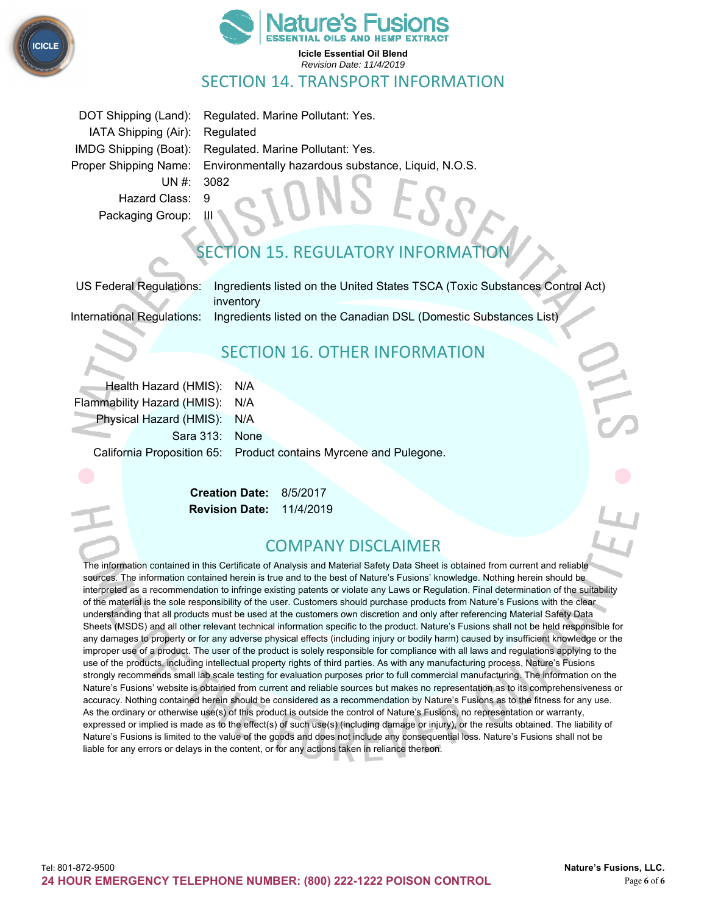## SECTION 14. TRANSPORT INFORMATION

| | |
|---|---|
| DOT Shipping (Land): | Regulated. Marine Pollutant: Yes. |
| IATA Shipping (Air): | Regulated |
| IMDG Shipping (Boat): | Regulated. Marine Pollutant: Yes. |
| Proper Shipping Name: | Environmentally hazardous substance, Liquid, N.O.S. |
| UN #: | 3082 |
| Hazard Class: | 9 |
| Packaging Group: | III |

## SECTION 15. REGULATORY INFORMATION

| | |
|---|---|
| US Federal Regulations: | Ingredients listed on the United States TSCA (Toxic Substances Control Act) inventory |
| International Regulations: | Ingredients listed on the Canadian DSL (Domestic Substances List) |

## SECTION 16. OTHER INFORMATION

| | |
|---|---|
| Health Hazard (HMIS): | N/A |
| Flammability Hazard (HMIS): | N/A |
| Physical Hazard (HMIS): | N/A |
| Sara 313: | None |
| California Proposition 65: | Product contains Myrcene and Pulegone. |

**Creation Date:** 8/5/2017
**Revision Date:** 11/4/2019

## COMPANY DISCLAIMER

The information contained in this Certificate of Analysis and Material Safety Data Sheet is obtained from current and reliable sources. The information contained herein is true and to the best of Nature's Fusions' knowledge. Nothing herein should be interpreted as a recommendation to infringe existing patents or violate any Laws or Regulation. Final determination of the suitability of the material is the sole responsibility of the user. Customers should purchase products from Nature's Fusions with the clear understanding that all products must be used at the customers own discretion and only after referencing Material Safety Data Sheets (MSDS) and all other relevant technical information specific to the product. Nature's Fusions shall not be held responsible for any damages to property or for any adverse physical effects (including injury or bodily harm) caused by insufficient knowledge or the improper use of a product. The user of the product is solely responsible for compliance with all laws and regulations applying to the use of the products, including intellectual property rights of third parties. As with any manufacturing process, Nature's Fusions strongly recommends small lab scale testing for evaluation purposes prior to full commercial manufacturing. The information on the Nature's Fusions' website is obtained from current and reliable sources but makes no representation as to its comprehensiveness or accuracy. Nothing contained herein should be considered as a recommendation by Nature's Fusions as to the fitness for any use. As the ordinary or otherwise use(s) of this product is outside the control of Nature's Fusions, no representation or warranty, expressed or implied is made as to the effect(s) of such use(s) (including damage or injury), or the results obtained. The liability of Nature's Fusions is limited to the value of the goods and does not include any consequential loss. Nature's Fusions shall not be liable for any errors or delays in the content, or for any actions taken in reliance thereon.